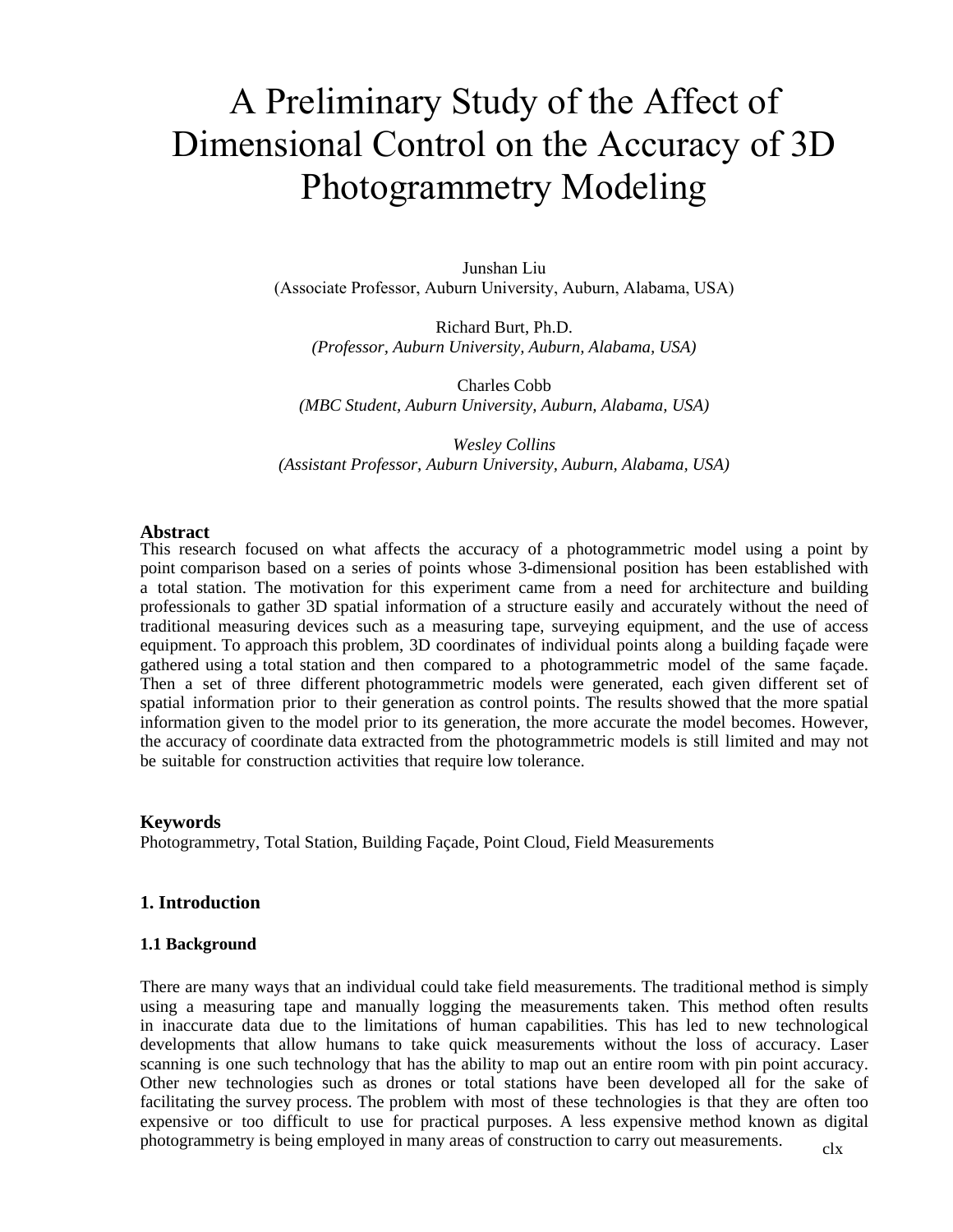# A Preliminary Study of the Affect of Dimensional Control on the Accuracy of 3D Photogrammetry Modeling

Junshan Liu
(Associate Professor, Auburn University, Auburn, Alabama, USA)

Richard Burt, Ph.D.
*(Professor, Auburn University, Auburn, Alabama, USA)*

Charles Cobb
*(MBC Student, Auburn University, Auburn, Alabama, USA)*

*Wesley Collins*
*(Assistant Professor, Auburn University, Auburn, Alabama, USA)*

## Abstract

This research focused on what affects the accuracy of a photogrammetric model using a point by point comparison based on a series of points whose 3-dimensional position has been established with a total station. The motivation for this experiment came from a need for architecture and building professionals to gather 3D spatial information of a structure easily and accurately without the need of traditional measuring devices such as a measuring tape, surveying equipment, and the use of access equipment. To approach this problem, 3D coordinates of individual points along a building façade were gathered using a total station and then compared to a photogrammetric model of the same façade. Then a set of three different photogrammetric models were generated, each given different set of spatial information prior to their generation as control points. The results showed that the more spatial information given to the model prior to its generation, the more accurate the model becomes. However, the accuracy of coordinate data extracted from the photogrammetric models is still limited and may not be suitable for construction activities that require low tolerance.

## Keywords

Photogrammetry, Total Station, Building Façade, Point Cloud, Field Measurements

## 1. Introduction

### 1.1 Background

There are many ways that an individual could take field measurements. The traditional method is simply using a measuring tape and manually logging the measurements taken. This method often results in inaccurate data due to the limitations of human capabilities. This has led to new technological developments that allow humans to take quick measurements without the loss of accuracy. Laser scanning is one such technology that has the ability to map out an entire room with pin point accuracy. Other new technologies such as drones or total stations have been developed all for the sake of facilitating the survey process. The problem with most of these technologies is that they are often too expensive or too difficult to use for practical purposes. A less expensive method known as digital photogrammetry is being employed in many areas of construction to carry out measurements.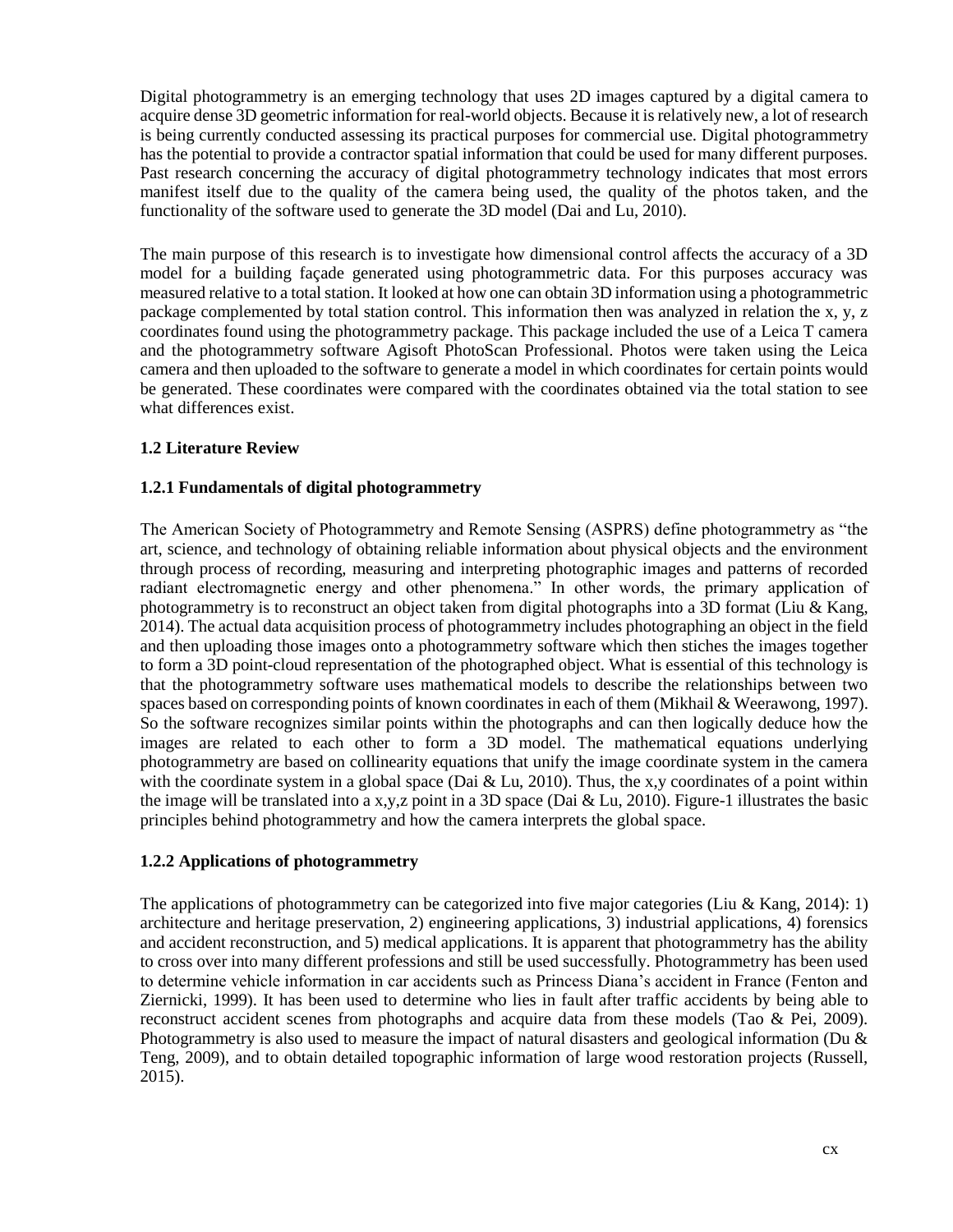Digital photogrammetry is an emerging technology that uses 2D images captured by a digital camera to acquire dense 3D geometric information for real-world objects. Because it is relatively new, a lot of research is being currently conducted assessing its practical purposes for commercial use. Digital photogrammetry has the potential to provide a contractor spatial information that could be used for many different purposes. Past research concerning the accuracy of digital photogrammetry technology indicates that most errors manifest itself due to the quality of the camera being used, the quality of the photos taken, and the functionality of the software used to generate the 3D model (Dai and Lu, 2010).

The main purpose of this research is to investigate how dimensional control affects the accuracy of a 3D model for a building façade generated using photogrammetric data. For this purposes accuracy was measured relative to a total station. It looked at how one can obtain 3D information using a photogrammetric package complemented by total station control. This information then was analyzed in relation the x, y, z coordinates found using the photogrammetry package. This package included the use of a Leica T camera and the photogrammetry software Agisoft PhotoScan Professional. Photos were taken using the Leica camera and then uploaded to the software to generate a model in which coordinates for certain points would be generated. These coordinates were compared with the coordinates obtained via the total station to see what differences exist.

### 1.2 Literature Review

#### 1.2.1 Fundamentals of digital photogrammetry

The American Society of Photogrammetry and Remote Sensing (ASPRS) define photogrammetry as "the art, science, and technology of obtaining reliable information about physical objects and the environment through process of recording, measuring and interpreting photographic images and patterns of recorded radiant electromagnetic energy and other phenomena." In other words, the primary application of photogrammetry is to reconstruct an object taken from digital photographs into a 3D format (Liu & Kang, 2014). The actual data acquisition process of photogrammetry includes photographing an object in the field and then uploading those images onto a photogrammetry software which then stiches the images together to form a 3D point-cloud representation of the photographed object. What is essential of this technology is that the photogrammetry software uses mathematical models to describe the relationships between two spaces based on corresponding points of known coordinates in each of them (Mikhail & Weerawong, 1997). So the software recognizes similar points within the photographs and can then logically deduce how the images are related to each other to form a 3D model. The mathematical equations underlying photogrammetry are based on collinearity equations that unify the image coordinate system in the camera with the coordinate system in a global space (Dai & Lu, 2010). Thus, the x,y coordinates of a point within the image will be translated into a x,y,z point in a 3D space (Dai & Lu, 2010). Figure-1 illustrates the basic principles behind photogrammetry and how the camera interprets the global space.

#### 1.2.2 Applications of photogrammetry

The applications of photogrammetry can be categorized into five major categories (Liu & Kang, 2014): 1) architecture and heritage preservation, 2) engineering applications, 3) industrial applications, 4) forensics and accident reconstruction, and 5) medical applications. It is apparent that photogrammetry has the ability to cross over into many different professions and still be used successfully. Photogrammetry has been used to determine vehicle information in car accidents such as Princess Diana's accident in France (Fenton and Ziernicki, 1999). It has been used to determine who lies in fault after traffic accidents by being able to reconstruct accident scenes from photographs and acquire data from these models (Tao & Pei, 2009). Photogrammetry is also used to measure the impact of natural disasters and geological information (Du & Teng, 2009), and to obtain detailed topographic information of large wood restoration projects (Russell, 2015).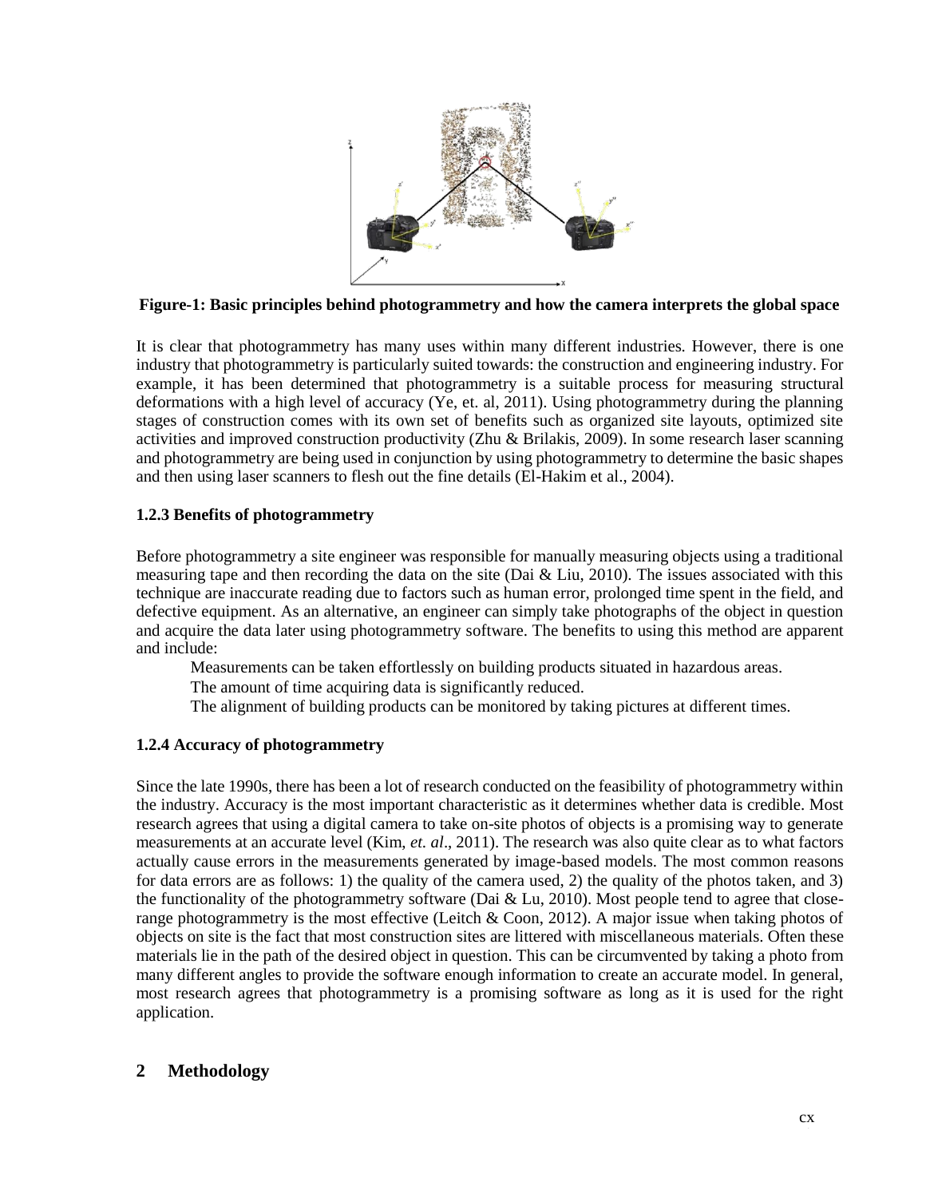Figure-1: Basic principles behind photogrammetry and how the camera interprets the global space

It is clear that photogrammetry has many uses within many different industries. However, there is one industry that photogrammetry is particularly suited towards: the construction and engineering industry. For example, it has been determined that photogrammetry is a suitable process for measuring structural deformations with a high level of accuracy (Ye, et. al, 2011). Using photogrammetry during the planning stages of construction comes with its own set of benefits such as organized site layouts, optimized site activities and improved construction productivity (Zhu & Brilakis, 2009). In some research laser scanning and photogrammetry are being used in conjunction by using photogrammetry to determine the basic shapes and then using laser scanners to flesh out the fine details (El-Hakim et al., 2004).

### 1.2.3 Benefits of photogrammetry

Before photogrammetry a site engineer was responsible for manually measuring objects using a traditional measuring tape and then recording the data on the site (Dai & Liu, 2010). The issues associated with this technique are inaccurate reading due to factors such as human error, prolonged time spent in the field, and defective equipment. As an alternative, an engineer can simply take photographs of the object in question and acquire the data later using photogrammetry software. The benefits to using this method are apparent and include:

- Measurements can be taken effortlessly on building products situated in hazardous areas.
- The amount of time acquiring data is significantly reduced.
- The alignment of building products can be monitored by taking pictures at different times.

### 1.2.4 Accuracy of photogrammetry

Since the late 1990s, there has been a lot of research conducted on the feasibility of photogrammetry within the industry. Accuracy is the most important characteristic as it determines whether data is credible. Most research agrees that using a digital camera to take on-site photos of objects is a promising way to generate measurements at an accurate level (Kim, *et. al*., 2011). The research was also quite clear as to what factors actually cause errors in the measurements generated by image-based models. The most common reasons for data errors are as follows: 1) the quality of the camera used, 2) the quality of the photos taken, and 3) the functionality of the photogrammetry software (Dai & Lu, 2010). Most people tend to agree that close-range photogrammetry is the most effective (Leitch & Coon, 2012). A major issue when taking photos of objects on site is the fact that most construction sites are littered with miscellaneous materials. Often these materials lie in the path of the desired object in question. This can be circumvented by taking a photo from many different angles to provide the software enough information to create an accurate model. In general, most research agrees that photogrammetry is a promising software as long as it is used for the right application.

## 2 Methodology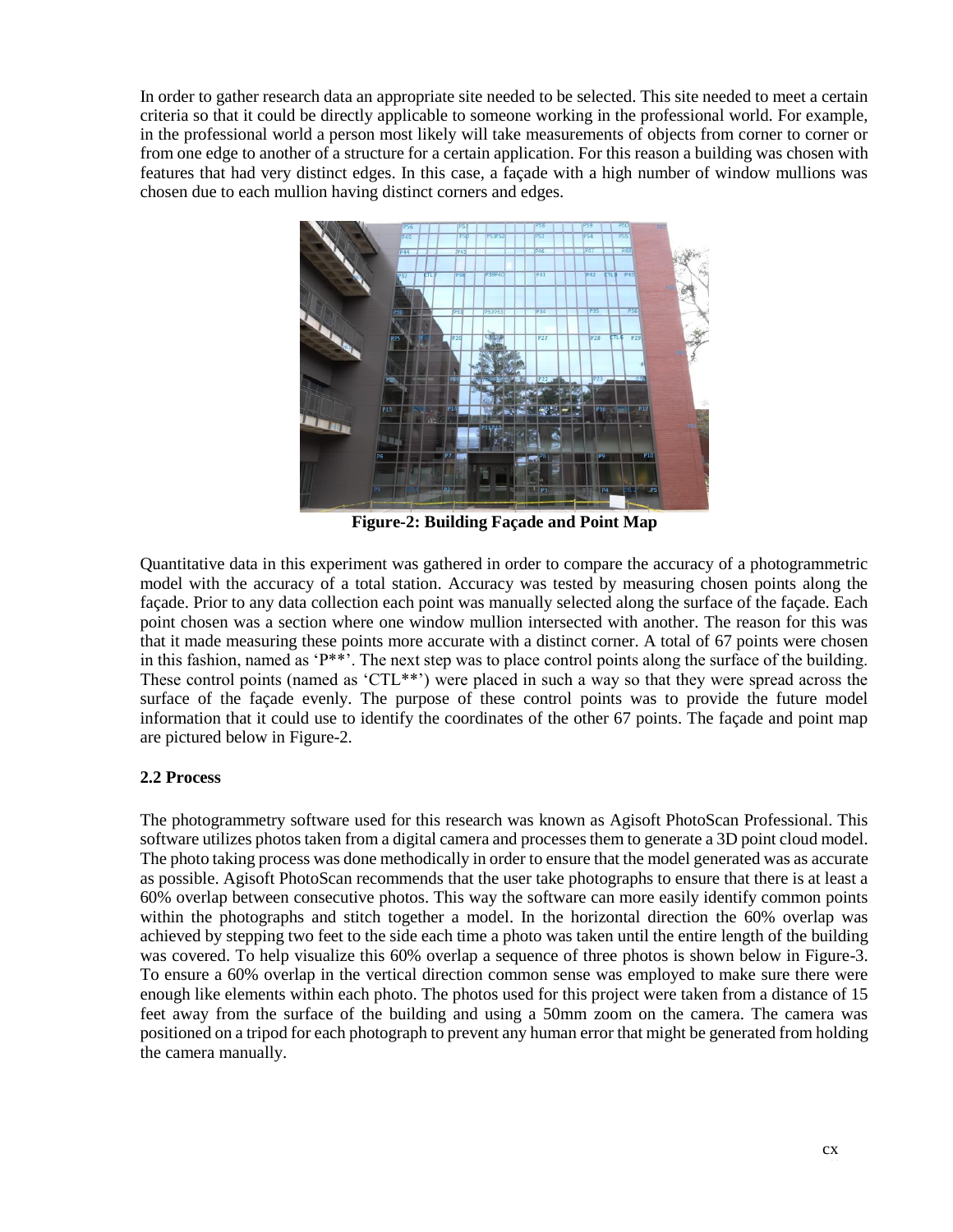In order to gather research data an appropriate site needed to be selected. This site needed to meet a certain criteria so that it could be directly applicable to someone working in the professional world. For example, in the professional world a person most likely will take measurements of objects from corner to corner or from one edge to another of a structure for a certain application. For this reason a building was chosen with features that had very distinct edges. In this case, a façade with a high number of window mullions was chosen due to each mullion having distinct corners and edges.

**Figure-2: Building Façade and Point Map**

Quantitative data in this experiment was gathered in order to compare the accuracy of a photogrammetric model with the accuracy of a total station. Accuracy was tested by measuring chosen points along the façade. Prior to any data collection each point was manually selected along the surface of the façade. Each point chosen was a section where one window mullion intersected with another. The reason for this was that it made measuring these points more accurate with a distinct corner. A total of 67 points were chosen in this fashion, named as 'P**'. The next step was to place control points along the surface of the building. These control points (named as 'CTL**') were placed in such a way so that they were spread across the surface of the façade evenly. The purpose of these control points was to provide the future model information that it could use to identify the coordinates of the other 67 points. The façade and point map are pictured below in Figure-2.

### 2.2 Process

The photogrammetry software used for this research was known as Agisoft PhotoScan Professional. This software utilizes photos taken from a digital camera and processes them to generate a 3D point cloud model. The photo taking process was done methodically in order to ensure that the model generated was as accurate as possible. Agisoft PhotoScan recommends that the user take photographs to ensure that there is at least a 60% overlap between consecutive photos. This way the software can more easily identify common points within the photographs and stitch together a model. In the horizontal direction the 60% overlap was achieved by stepping two feet to the side each time a photo was taken until the entire length of the building was covered. To help visualize this 60% overlap a sequence of three photos is shown below in Figure-3. To ensure a 60% overlap in the vertical direction common sense was employed to make sure there were enough like elements within each photo. The photos used for this project were taken from a distance of 15 feet away from the surface of the building and using a 50mm zoom on the camera. The camera was positioned on a tripod for each photograph to prevent any human error that might be generated from holding the camera manually.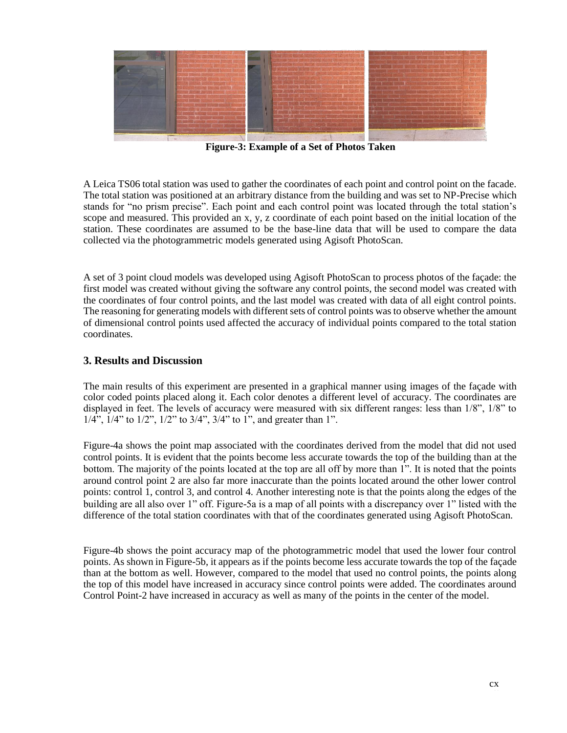**Figure-3: Example of a Set of Photos Taken**

A Leica TS06 total station was used to gather the coordinates of each point and control point on the facade. The total station was positioned at an arbitrary distance from the building and was set to NP-Precise which stands for "no prism precise". Each point and each control point was located through the total station's scope and measured. This provided an x, y, z coordinate of each point based on the initial location of the station. These coordinates are assumed to be the base-line data that will be used to compare the data collected via the photogrammetric models generated using Agisoft PhotoScan.

A set of 3 point cloud models was developed using Agisoft PhotoScan to process photos of the façade: the first model was created without giving the software any control points, the second model was created with the coordinates of four control points, and the last model was created with data of all eight control points. The reasoning for generating models with different sets of control points was to observe whether the amount of dimensional control points used affected the accuracy of individual points compared to the total station coordinates.

## 3. Results and Discussion

The main results of this experiment are presented in a graphical manner using images of the façade with color coded points placed along it. Each color denotes a different level of accuracy. The coordinates are displayed in feet. The levels of accuracy were measured with six different ranges: less than 1/8", 1/8" to 1/4", 1/4" to 1/2", 1/2" to 3/4", 3/4" to 1", and greater than 1".

Figure-4a shows the point map associated with the coordinates derived from the model that did not used control points. It is evident that the points become less accurate towards the top of the building than at the bottom. The majority of the points located at the top are all off by more than 1". It is noted that the points around control point 2 are also far more inaccurate than the points located around the other lower control points: control 1, control 3, and control 4. Another interesting note is that the points along the edges of the building are all also over 1" off. Figure-5a is a map of all points with a discrepancy over 1" listed with the difference of the total station coordinates with that of the coordinates generated using Agisoft PhotoScan.

Figure-4b shows the point accuracy map of the photogrammetric model that used the lower four control points. As shown in Figure-5b, it appears as if the points become less accurate towards the top of the façade than at the bottom as well. However, compared to the model that used no control points, the points along the top of this model have increased in accuracy since control points were added. The coordinates around Control Point-2 have increased in accuracy as well as many of the points in the center of the model.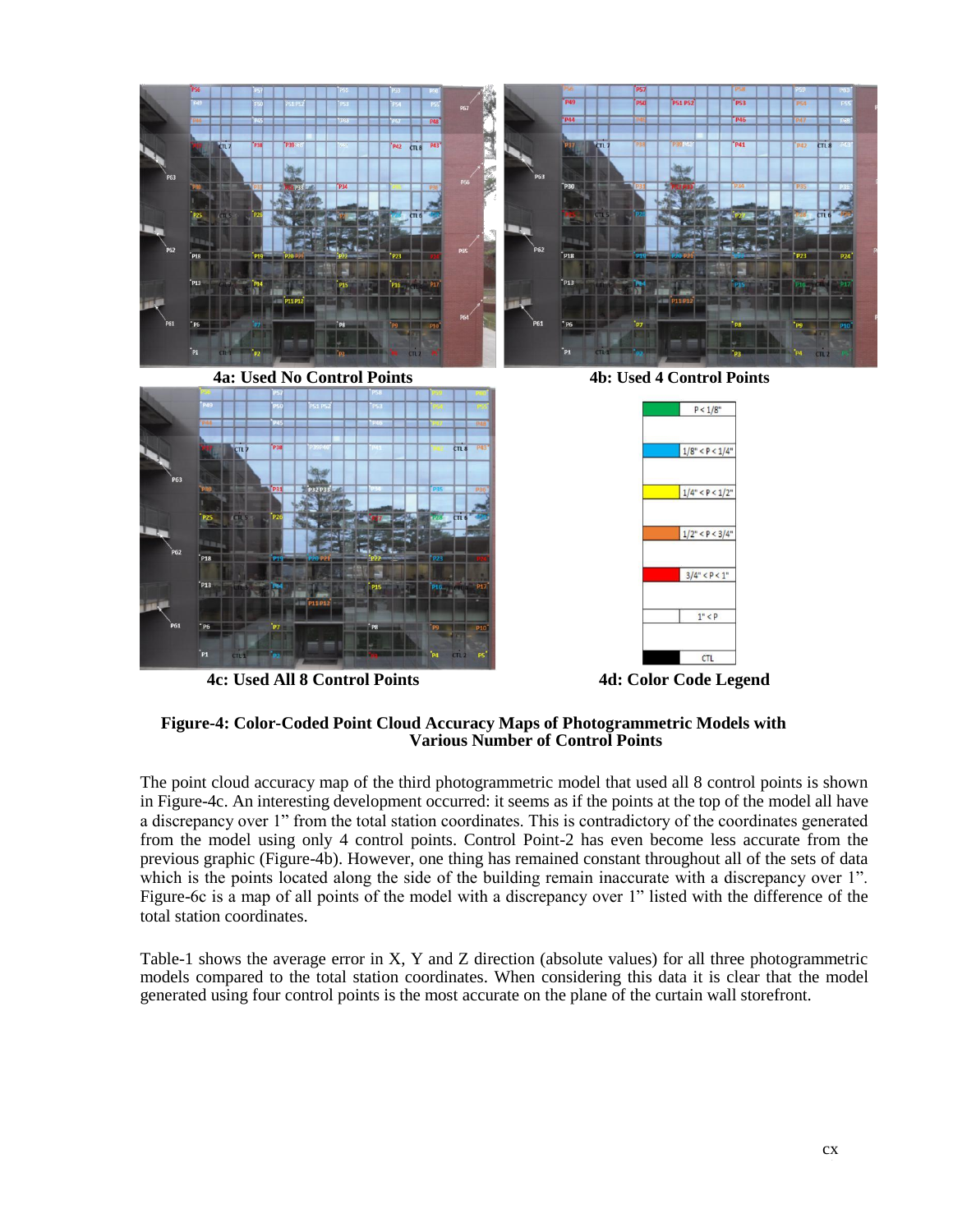4a: Used No Control Points

4b: Used 4 Control Points

4c: Used All 8 Control Points

| | |
|---|---|
| (green) | P < 1/8" |
| (blue) | 1/8" < P < 1/4" |
| (yellow) | 1/4" < P < 1/2" |
| (orange) | 1/2" < P < 3/4" |
| (red) | 3/4" < P < 1" |
| (white) | 1" < P |
| (black) | CTL |

4d: Color Code Legend

**Figure-4: Color-Coded Point Cloud Accuracy Maps of Photogrammetric Models with Various Number of Control Points**

The point cloud accuracy map of the third photogrammetric model that used all 8 control points is shown in Figure-4c. An interesting development occurred: it seems as if the points at the top of the model all have a discrepancy over 1" from the total station coordinates. This is contradictory of the coordinates generated from the model using only 4 control points. Control Point-2 has even become less accurate from the previous graphic (Figure-4b). However, one thing has remained constant throughout all of the sets of data which is the points located along the side of the building remain inaccurate with a discrepancy over 1". Figure-6c is a map of all points of the model with a discrepancy over 1" listed with the difference of the total station coordinates.

Table-1 shows the average error in X, Y and Z direction (absolute values) for all three photogrammetric models compared to the total station coordinates. When considering this data it is clear that the model generated using four control points is the most accurate on the plane of the curtain wall storefront.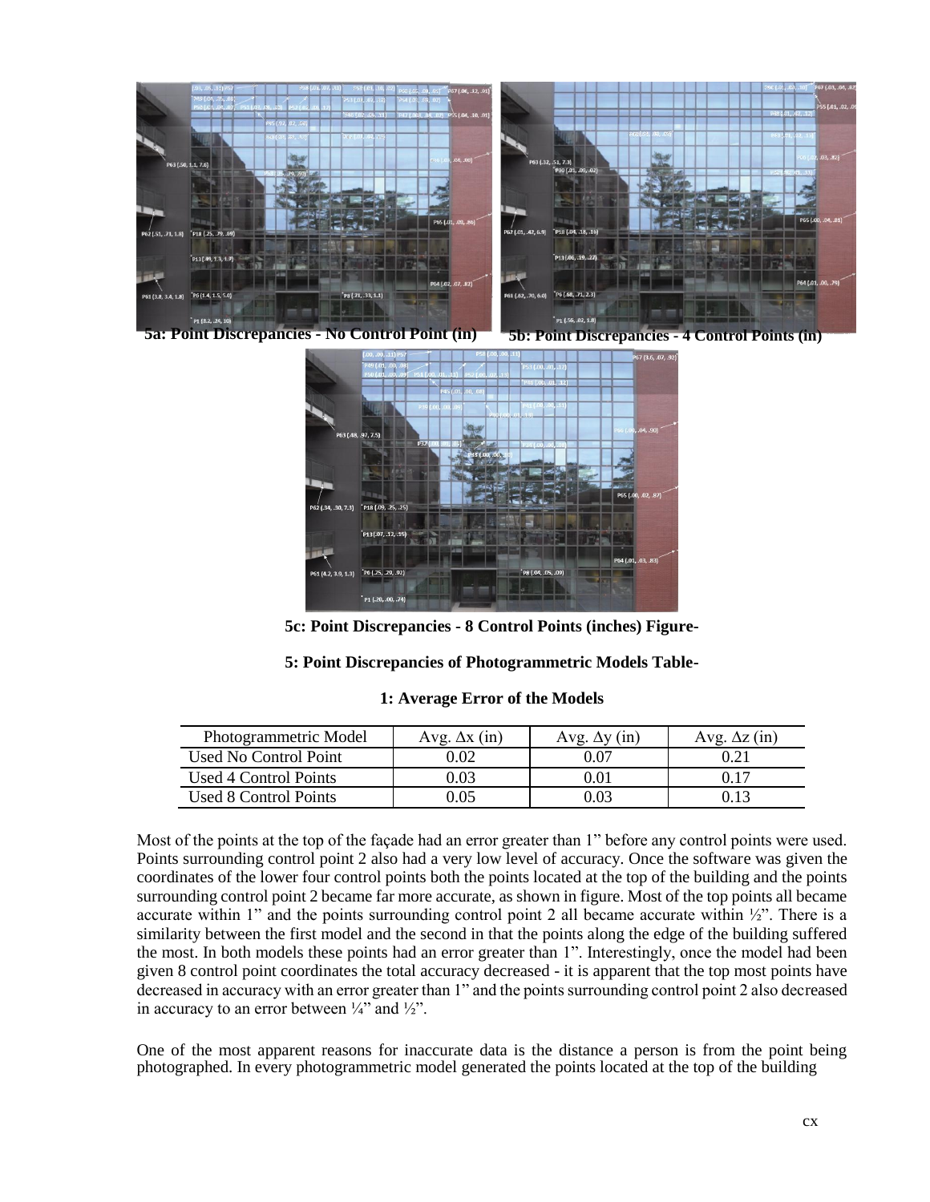**5a: Point Discrepancies - No Control Point (in)** **5b: Point Discrepancies - 4 Control Points (in)**

**5c: Point Discrepancies - 8 Control Points (inches) Figure-**

**5: Point Discrepancies of Photogrammetric Models Table-**

**1: Average Error of the Models**

| Photogrammetric Model | Avg. Δx (in) | Avg. Δy (in) | Avg. Δz (in) |
|---|---|---|---|
| Used No Control Point | 0.02 | 0.07 | 0.21 |
| Used 4 Control Points | 0.03 | 0.01 | 0.17 |
| Used 8 Control Points | 0.05 | 0.03 | 0.13 |

Most of the points at the top of the façade had an error greater than 1" before any control points were used. Points surrounding control point 2 also had a very low level of accuracy. Once the software was given the coordinates of the lower four control points both the points located at the top of the building and the points surrounding control point 2 became far more accurate, as shown in figure. Most of the top points all became accurate within 1" and the points surrounding control point 2 all became accurate within ½". There is a similarity between the first model and the second in that the points along the edge of the building suffered the most. In both models these points had an error greater than 1". Interestingly, once the model had been given 8 control point coordinates the total accuracy decreased - it is apparent that the top most points have decreased in accuracy with an error greater than 1" and the points surrounding control point 2 also decreased in accuracy to an error between ¼" and ½".

One of the most apparent reasons for inaccurate data is the distance a person is from the point being photographed. In every photogrammetric model generated the points located at the top of the building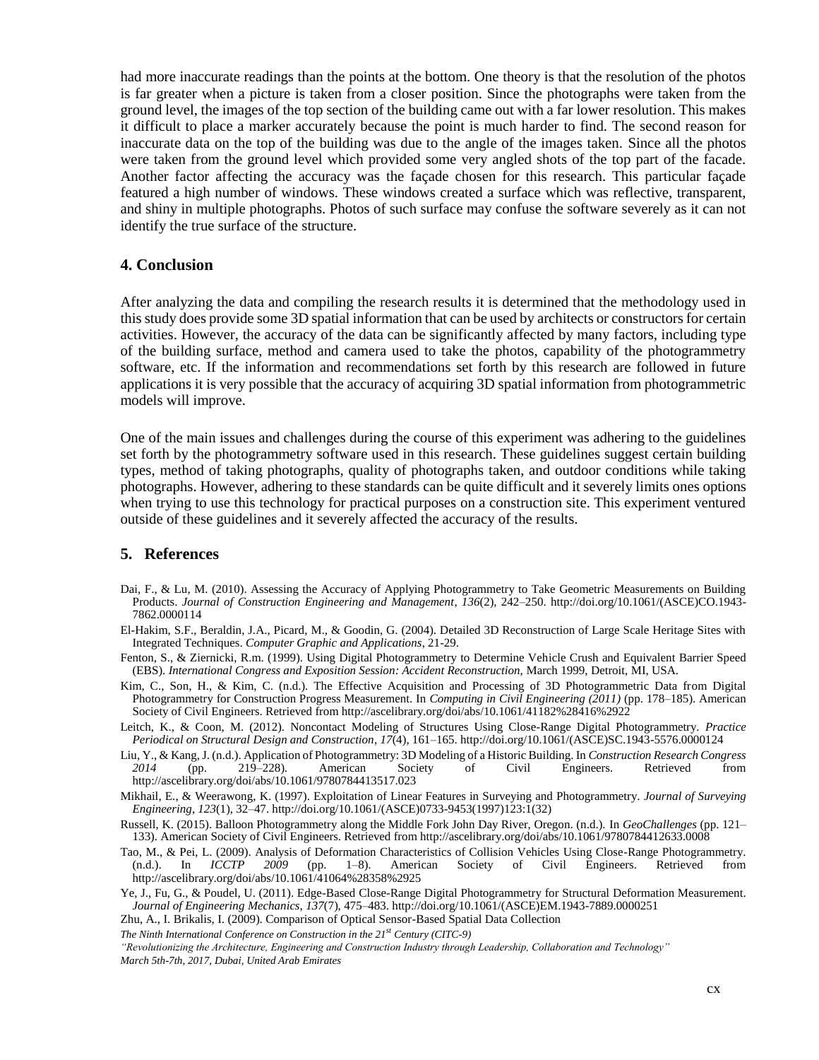had more inaccurate readings than the points at the bottom. One theory is that the resolution of the photos is far greater when a picture is taken from a closer position. Since the photographs were taken from the ground level, the images of the top section of the building came out with a far lower resolution. This makes it difficult to place a marker accurately because the point is much harder to find. The second reason for inaccurate data on the top of the building was due to the angle of the images taken. Since all the photos were taken from the ground level which provided some very angled shots of the top part of the facade. Another factor affecting the accuracy was the façade chosen for this research. This particular façade featured a high number of windows. These windows created a surface which was reflective, transparent, and shiny in multiple photographs. Photos of such surface may confuse the software severely as it can not identify the true surface of the structure.

## 4. Conclusion

After analyzing the data and compiling the research results it is determined that the methodology used in this study does provide some 3D spatial information that can be used by architects or constructors for certain activities. However, the accuracy of the data can be significantly affected by many factors, including type of the building surface, method and camera used to take the photos, capability of the photogrammetry software, etc. If the information and recommendations set forth by this research are followed in future applications it is very possible that the accuracy of acquiring 3D spatial information from photogrammetric models will improve.

One of the main issues and challenges during the course of this experiment was adhering to the guidelines set forth by the photogrammetry software used in this research. These guidelines suggest certain building types, method of taking photographs, quality of photographs taken, and outdoor conditions while taking photographs. However, adhering to these standards can be quite difficult and it severely limits ones options when trying to use this technology for practical purposes on a construction site. This experiment ventured outside of these guidelines and it severely affected the accuracy of the results.

## 5. References

Dai, F., & Lu, M. (2010). Assessing the Accuracy of Applying Photogrammetry to Take Geometric Measurements on Building Products. *Journal of Construction Engineering and Management*, *136*(2), 242–250. http://doi.org/10.1061/(ASCE)CO.1943-7862.0000114

El-Hakim, S.F., Beraldin, J.A., Picard, M., & Goodin, G. (2004). Detailed 3D Reconstruction of Large Scale Heritage Sites with Integrated Techniques. *Computer Graphic and Applications*, 21-29.

Fenton, S., & Ziernicki, R.m. (1999). Using Digital Photogrammetry to Determine Vehicle Crush and Equivalent Barrier Speed (EBS). *International Congress and Exposition Session: Accident Reconstruction,* March 1999, Detroit, MI, USA.

Kim, C., Son, H., & Kim, C. (n.d.). The Effective Acquisition and Processing of 3D Photogrammetric Data from Digital Photogrammetry for Construction Progress Measurement. In *Computing in Civil Engineering (2011)* (pp. 178–185). American Society of Civil Engineers. Retrieved from http://ascelibrary.org/doi/abs/10.1061/41182%28416%2922

Leitch, K., & Coon, M. (2012). Noncontact Modeling of Structures Using Close-Range Digital Photogrammetry. *Practice Periodical on Structural Design and Construction*, *17*(4), 161–165. http://doi.org/10.1061/(ASCE)SC.1943-5576.0000124

Liu, Y., & Kang, J. (n.d.). Application of Photogrammetry: 3D Modeling of a Historic Building. In *Construction Research Congress 2014* (pp. 219–228). American Society of Civil Engineers. Retrieved from http://ascelibrary.org/doi/abs/10.1061/9780784413517.023

Mikhail, E., & Weerawong, K. (1997). Exploitation of Linear Features in Surveying and Photogrammetry. *Journal of Surveying Engineering*, *123*(1), 32–47. http://doi.org/10.1061/(ASCE)0733-9453(1997)123:1(32)

Russell, K. (2015). Balloon Photogrammetry along the Middle Fork John Day River, Oregon. (n.d.). In *GeoChallenges* (pp. 121–133). American Society of Civil Engineers. Retrieved from http://ascelibrary.org/doi/abs/10.1061/9780784412633.0008

Tao, M., & Pei, L. (2009). Analysis of Deformation Characteristics of Collision Vehicles Using Close-Range Photogrammetry. (n.d.). In *ICCTP 2009* (pp. 1–8). American Society of Civil Engineers. Retrieved from http://ascelibrary.org/doi/abs/10.1061/41064%28358%2925

Ye, J., Fu, G., & Poudel, U. (2011). Edge-Based Close-Range Digital Photogrammetry for Structural Deformation Measurement. *Journal of Engineering Mechanics*, *137*(7), 475–483. http://doi.org/10.1061/(ASCE)EM.1943-7889.0000251

Zhu, A., I. Brikalis, I. (2009). Comparison of Optical Sensor-Based Spatial Data Collection